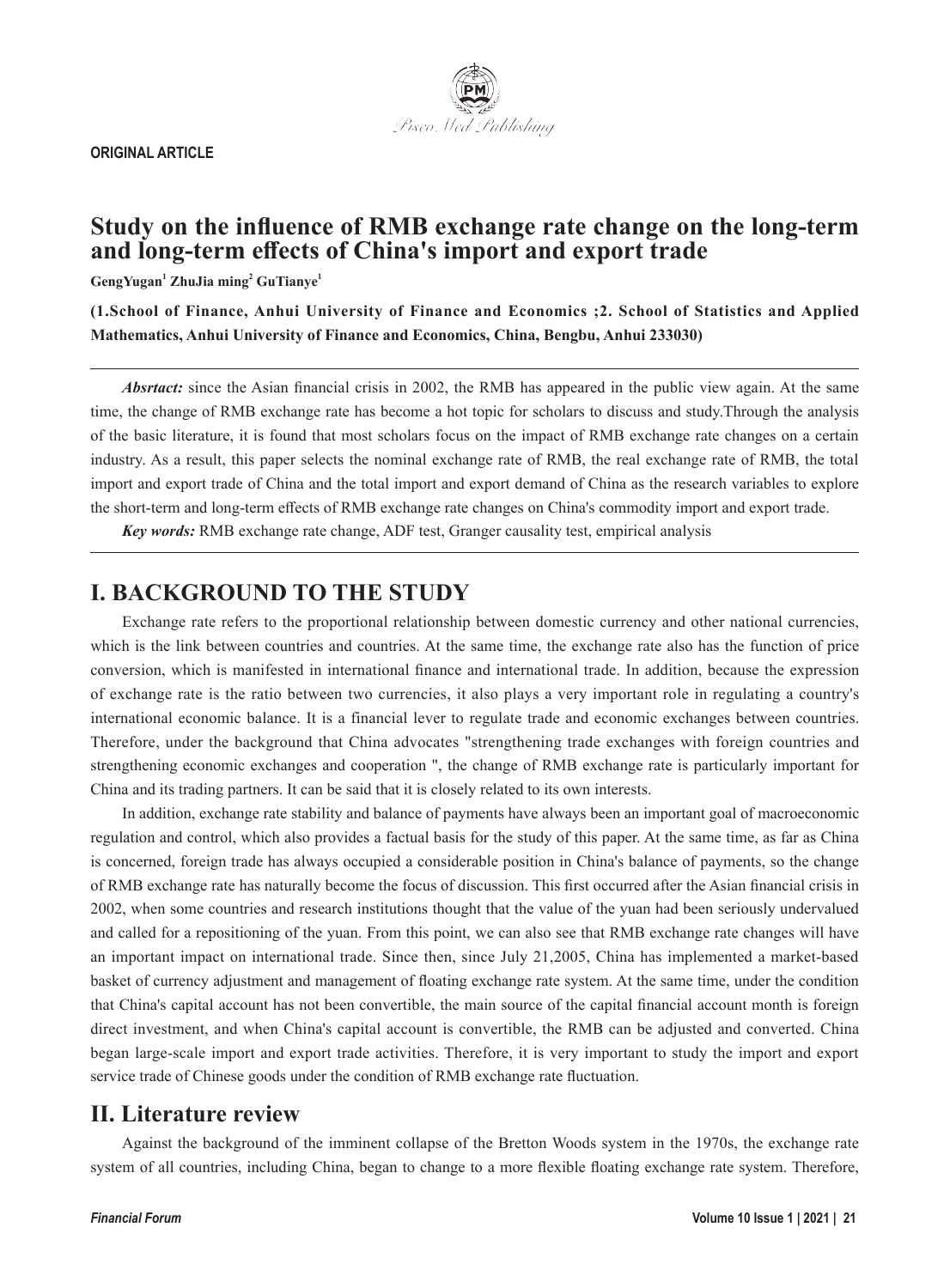ORIGINAL ARTICLE

# Study on the influence of RMB exchange rate change on the long-term and long-term effects of China's import and export trade

**GengYugan[1] ZhuJia ming[2] GuTianye[1]**

**(1.School of Finance, Anhui University of Finance and Economics ;2. School of Statistics and Applied Mathematics, Anhui University of Finance and Economics, China, Bengbu, Anhui 233030)**

***Absrtact:*** since the Asian financial crisis in 2002, the RMB has appeared in the public view again. At the same time, the change of RMB exchange rate has become a hot topic for scholars to discuss and study.Through the analysis of the basic literature, it is found that most scholars focus on the impact of RMB exchange rate changes on a certain industry. As a result, this paper selects the nominal exchange rate of RMB, the real exchange rate of RMB, the total import and export trade of China and the total import and export demand of China as the research variables to explore the short-term and long-term effects of RMB exchange rate changes on China's commodity import and export trade.

***Key words:*** RMB exchange rate change, ADF test, Granger causality test, empirical analysis

## I. BACKGROUND TO THE STUDY

Exchange rate refers to the proportional relationship between domestic currency and other national currencies, which is the link between countries and countries. At the same time, the exchange rate also has the function of price conversion, which is manifested in international finance and international trade. In addition, because the expression of exchange rate is the ratio between two currencies, it also plays a very important role in regulating a country's international economic balance. It is a financial lever to regulate trade and economic exchanges between countries. Therefore, under the background that China advocates "strengthening trade exchanges with foreign countries and strengthening economic exchanges and cooperation ", the change of RMB exchange rate is particularly important for China and its trading partners. It can be said that it is closely related to its own interests.

In addition, exchange rate stability and balance of payments have always been an important goal of macroeconomic regulation and control, which also provides a factual basis for the study of this paper. At the same time, as far as China is concerned, foreign trade has always occupied a considerable position in China's balance of payments, so the change of RMB exchange rate has naturally become the focus of discussion. This first occurred after the Asian financial crisis in 2002, when some countries and research institutions thought that the value of the yuan had been seriously undervalued and called for a repositioning of the yuan. From this point, we can also see that RMB exchange rate changes will have an important impact on international trade. Since then, since July 21,2005, China has implemented a market-based basket of currency adjustment and management of floating exchange rate system. At the same time, under the condition that China's capital account has not been convertible, the main source of the capital financial account month is foreign direct investment, and when China's capital account is convertible, the RMB can be adjusted and converted. China began large-scale import and export trade activities. Therefore, it is very important to study the import and export service trade of Chinese goods under the condition of RMB exchange rate fluctuation.

## II. Literature review

Against the background of the imminent collapse of the Bretton Woods system in the 1970s, the exchange rate system of all countries, including China, began to change to a more flexible floating exchange rate system. Therefore,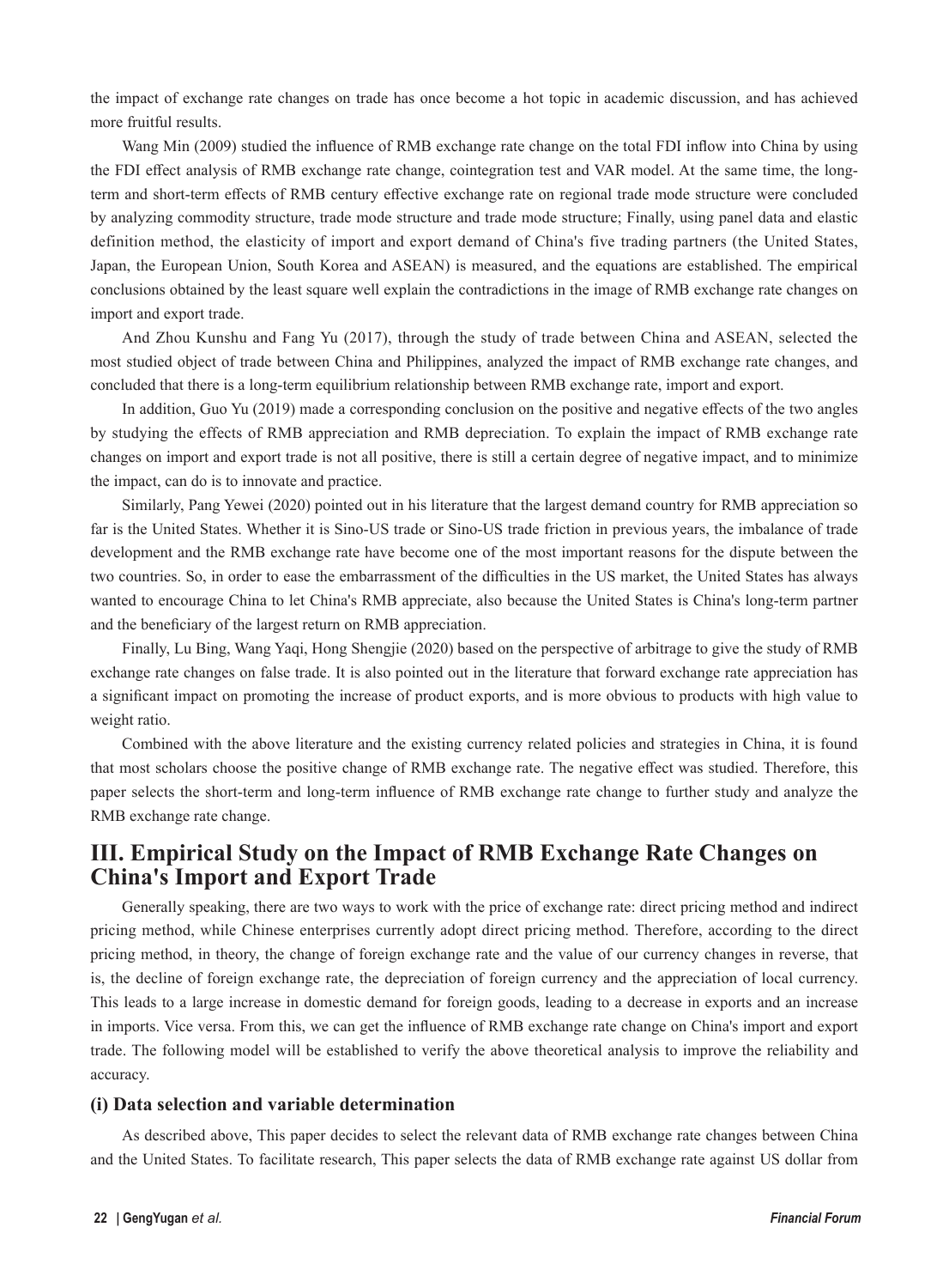the impact of exchange rate changes on trade has once become a hot topic in academic discussion, and has achieved more fruitful results.

Wang Min (2009) studied the influence of RMB exchange rate change on the total FDI inflow into China by using the FDI effect analysis of RMB exchange rate change, cointegration test and VAR model. At the same time, the long-term and short-term effects of RMB century effective exchange rate on regional trade mode structure were concluded by analyzing commodity structure, trade mode structure and trade mode structure; Finally, using panel data and elastic definition method, the elasticity of import and export demand of China's five trading partners (the United States, Japan, the European Union, South Korea and ASEAN) is measured, and the equations are established. The empirical conclusions obtained by the least square well explain the contradictions in the image of RMB exchange rate changes on import and export trade.

And Zhou Kunshu and Fang Yu (2017), through the study of trade between China and ASEAN, selected the most studied object of trade between China and Philippines, analyzed the impact of RMB exchange rate changes, and concluded that there is a long-term equilibrium relationship between RMB exchange rate, import and export.

In addition, Guo Yu (2019) made a corresponding conclusion on the positive and negative effects of the two angles by studying the effects of RMB appreciation and RMB depreciation. To explain the impact of RMB exchange rate changes on import and export trade is not all positive, there is still a certain degree of negative impact, and to minimize the impact, can do is to innovate and practice.

Similarly, Pang Yewei (2020) pointed out in his literature that the largest demand country for RMB appreciation so far is the United States. Whether it is Sino-US trade or Sino-US trade friction in previous years, the imbalance of trade development and the RMB exchange rate have become one of the most important reasons for the dispute between the two countries. So, in order to ease the embarrassment of the difficulties in the US market, the United States has always wanted to encourage China to let China's RMB appreciate, also because the United States is China's long-term partner and the beneficiary of the largest return on RMB appreciation.

Finally, Lu Bing, Wang Yaqi, Hong Shengjie (2020) based on the perspective of arbitrage to give the study of RMB exchange rate changes on false trade. It is also pointed out in the literature that forward exchange rate appreciation has a significant impact on promoting the increase of product exports, and is more obvious to products with high value to weight ratio.

Combined with the above literature and the existing currency related policies and strategies in China, it is found that most scholars choose the positive change of RMB exchange rate. The negative effect was studied. Therefore, this paper selects the short-term and long-term influence of RMB exchange rate change to further study and analyze the RMB exchange rate change.

## III. Empirical Study on the Impact of RMB Exchange Rate Changes on China's Import and Export Trade

Generally speaking, there are two ways to work with the price of exchange rate: direct pricing method and indirect pricing method, while Chinese enterprises currently adopt direct pricing method. Therefore, according to the direct pricing method, in theory, the change of foreign exchange rate and the value of our currency changes in reverse, that is, the decline of foreign exchange rate, the depreciation of foreign currency and the appreciation of local currency. This leads to a large increase in domestic demand for foreign goods, leading to a decrease in exports and an increase in imports. Vice versa. From this, we can get the influence of RMB exchange rate change on China's import and export trade. The following model will be established to verify the above theoretical analysis to improve the reliability and accuracy.

### (i) Data selection and variable determination

As described above, This paper decides to select the relevant data of RMB exchange rate changes between China and the United States. To facilitate research, This paper selects the data of RMB exchange rate against US dollar from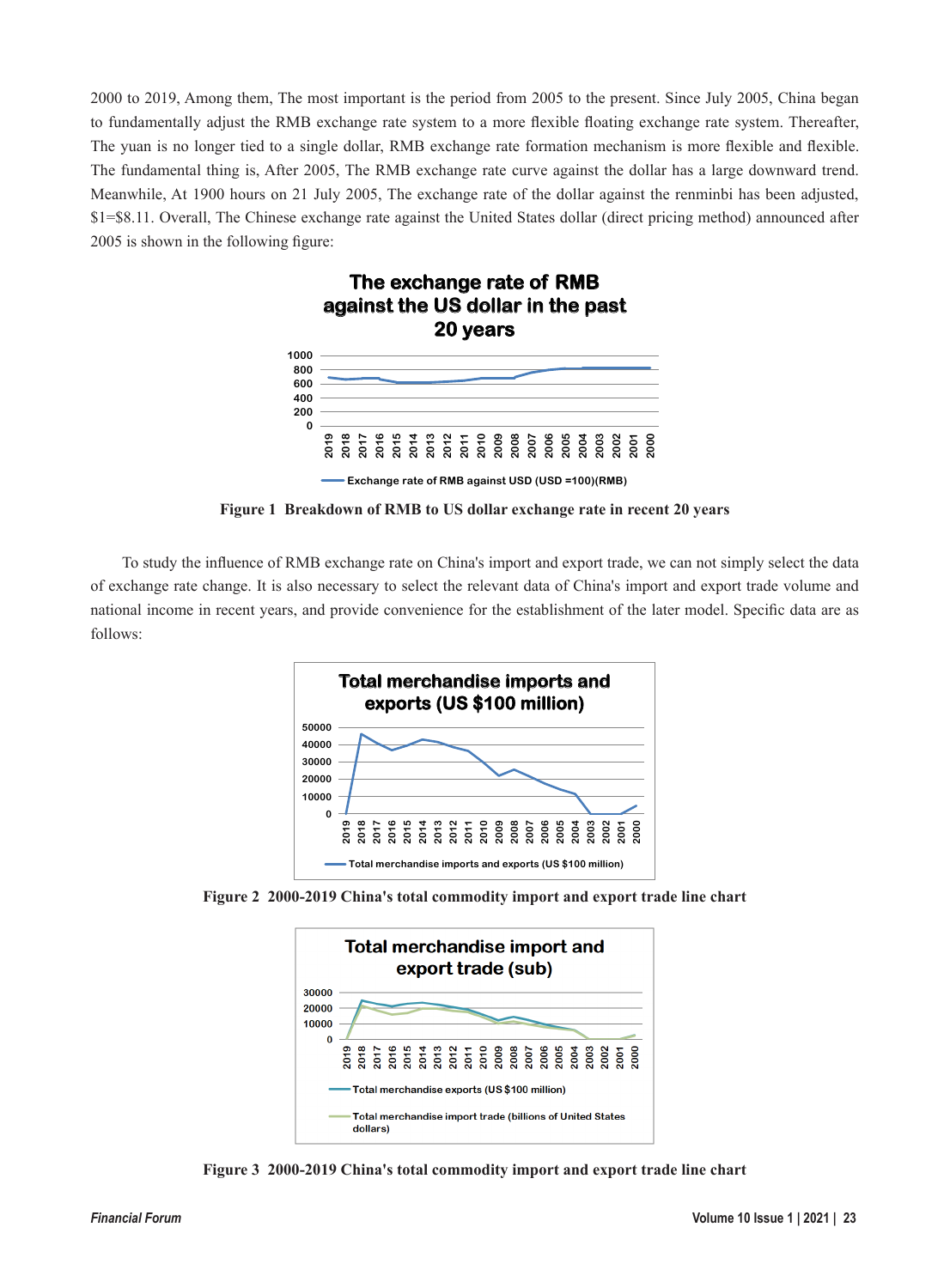2000 to 2019, Among them, The most important is the period from 2005 to the present. Since July 2005, China began to fundamentally adjust the RMB exchange rate system to a more flexible floating exchange rate system. Thereafter, The yuan is no longer tied to a single dollar, RMB exchange rate formation mechanism is more flexible and flexible. The fundamental thing is, After 2005, The RMB exchange rate curve against the dollar has a large downward trend. Meanwhile, At 1900 hours on 21 July 2005, The exchange rate of the dollar against the renminbi has been adjusted, \$1=\$8.11. Overall, The Chinese exchange rate against the United States dollar (direct pricing method) announced after 2005 is shown in the following figure:

**Figure 1 Breakdown of RMB to US dollar exchange rate in recent 20 years**

To study the influence of RMB exchange rate on China's import and export trade, we can not simply select the data of exchange rate change. It is also necessary to select the relevant data of China's import and export trade volume and national income in recent years, and provide convenience for the establishment of the later model. Specific data are as follows:

**Figure 2 2000-2019 China's total commodity import and export trade line chart**

**Figure 3 2000-2019 China's total commodity import and export trade line chart**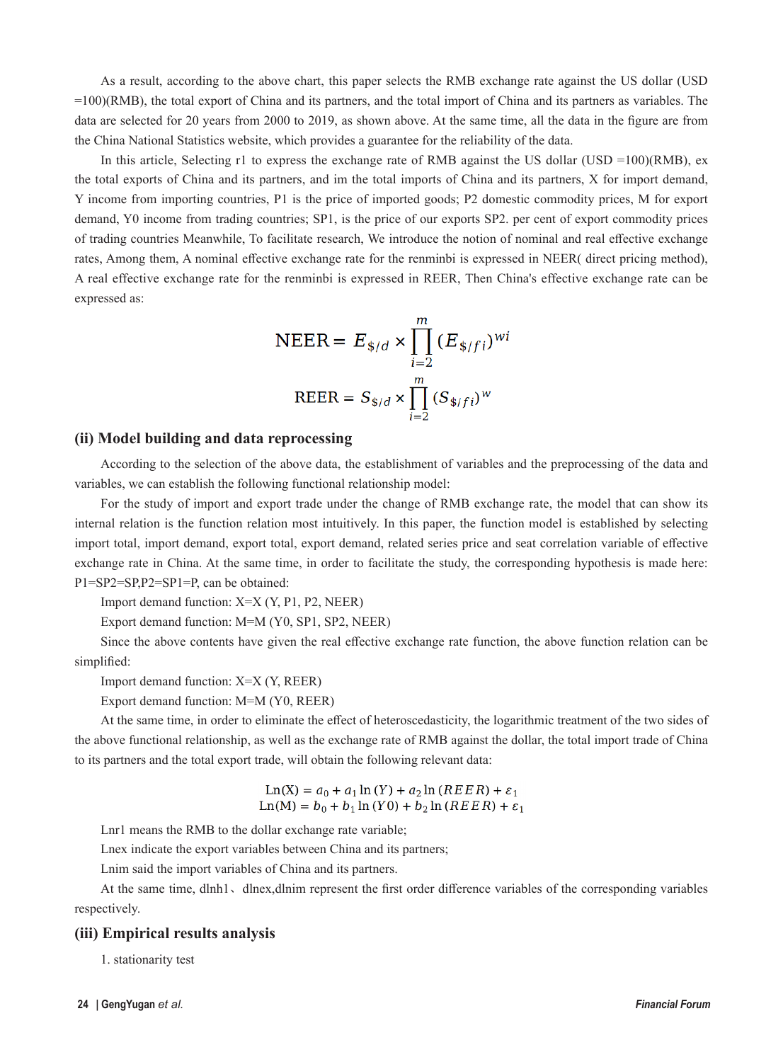As a result, according to the above chart, this paper selects the RMB exchange rate against the US dollar (USD =100)(RMB), the total export of China and its partners, and the total import of China and its partners as variables. The data are selected for 20 years from 2000 to 2019, as shown above. At the same time, all the data in the figure are from the China National Statistics website, which provides a guarantee for the reliability of the data.

In this article, Selecting r1 to express the exchange rate of RMB against the US dollar (USD =100)(RMB), ex the total exports of China and its partners, and im the total imports of China and its partners, X for import demand, Y income from importing countries, P1 is the price of imported goods; P2 domestic commodity prices, M for export demand, Y0 income from trading countries; SP1, is the price of our exports SP2. per cent of export commodity prices of trading countries Meanwhile, To facilitate research, We introduce the notion of nominal and real effective exchange rates, Among them, A nominal effective exchange rate for the renminbi is expressed in NEER( direct pricing method), A real effective exchange rate for the renminbi is expressed in REER, Then China's effective exchange rate can be expressed as:

$$\text{NEER} = E_{\$/d} \times \prod_{i=2}^{m} (E_{\$/fi})^{wi}$$

$$\text{REER} = S_{\$/d} \times \prod_{i=2}^{m} (S_{\$/fi})^{w}$$

## (ii) Model building and data reprocessing

According to the selection of the above data, the establishment of variables and the preprocessing of the data and variables, we can establish the following functional relationship model:

For the study of import and export trade under the change of RMB exchange rate, the model that can show its internal relation is the function relation most intuitively. In this paper, the function model is established by selecting import total, import demand, export total, export demand, related series price and seat correlation variable of effective exchange rate in China. At the same time, in order to facilitate the study, the corresponding hypothesis is made here: P1=SP2=SP,P2=SP1=P, can be obtained:

Import demand function: X=X (Y, P1, P2, NEER)

Export demand function: M=M (Y0, SP1, SP2, NEER)

Since the above contents have given the real effective exchange rate function, the above function relation can be simplified:

Import demand function: X=X (Y, REER)

Export demand function: M=M (Y0, REER)

At the same time, in order to eliminate the effect of heteroscedasticity, the logarithmic treatment of the two sides of the above functional relationship, as well as the exchange rate of RMB against the dollar, the total import trade of China to its partners and the total export trade, will obtain the following relevant data:

$$\text{Ln(X)} = a_0 + a_1 \ln(Y) + a_2 \ln(REER) + \varepsilon_1$$
$$\text{Ln(M)} = b_0 + b_1 \ln(Y0) + b_2 \ln(REER) + \varepsilon_1$$

Lnr1 means the RMB to the dollar exchange rate variable;

Lnex indicate the export variables between China and its partners;

Lnim said the import variables of China and its partners.

At the same time, dlnh1、dlnex,dlnim represent the first order difference variables of the corresponding variables respectively.

## (iii) Empirical results analysis

1. stationarity test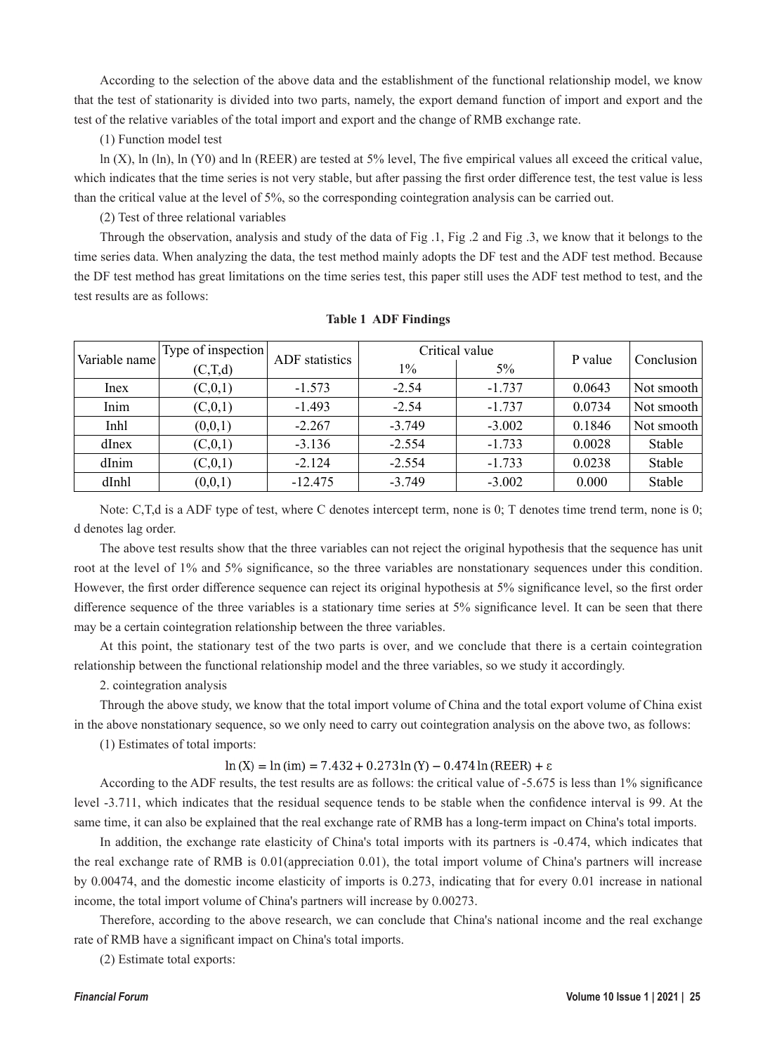According to the selection of the above data and the establishment of the functional relationship model, we know that the test of stationarity is divided into two parts, namely, the export demand function of import and export and the test of the relative variables of the total import and export and the change of RMB exchange rate.

(1) Function model test

ln (X), ln (ln), ln (Y0) and ln (REER) are tested at 5% level, The five empirical values all exceed the critical value, which indicates that the time series is not very stable, but after passing the first order difference test, the test value is less than the critical value at the level of 5%, so the corresponding cointegration analysis can be carried out.

(2) Test of three relational variables

Through the observation, analysis and study of the data of Fig .1, Fig .2 and Fig .3, we know that it belongs to the time series data. When analyzing the data, the test method mainly adopts the DF test and the ADF test method. Because the DF test method has great limitations on the time series test, this paper still uses the ADF test method to test, and the test results are as follows:

**Table 1 ADF Findings**

| Variable name | Type of inspection (C,T,d) | ADF statistics | Critical value | | P value | Conclusion |
|---|---|---|---|---|---|---|
| | | | 1% | 5% | | |
| Inex | (C,0,1) | -1.573 | -2.54 | -1.737 | 0.0643 | Not smooth |
| Inim | (C,0,1) | -1.493 | -2.54 | -1.737 | 0.0734 | Not smooth |
| Inhl | (0,0,1) | -2.267 | -3.749 | -3.002 | 0.1846 | Not smooth |
| dInex | (C,0,1) | -3.136 | -2.554 | -1.733 | 0.0028 | Stable |
| dInim | (C,0,1) | -2.124 | -2.554 | -1.733 | 0.0238 | Stable |
| dInhl | (0,0,1) | -12.475 | -3.749 | -3.002 | 0.000 | Stable |

Note: C,T,d is a ADF type of test, where C denotes intercept term, none is 0; T denotes time trend term, none is 0; d denotes lag order.

The above test results show that the three variables can not reject the original hypothesis that the sequence has unit root at the level of 1% and 5% significance, so the three variables are nonstationary sequences under this condition. However, the first order difference sequence can reject its original hypothesis at 5% significance level, so the first order difference sequence of the three variables is a stationary time series at 5% significance level. It can be seen that there may be a certain cointegration relationship between the three variables.

At this point, the stationary test of the two parts is over, and we conclude that there is a certain cointegration relationship between the functional relationship model and the three variables, so we study it accordingly.

2. cointegration analysis

Through the above study, we know that the total import volume of China and the total export volume of China exist in the above nonstationary sequence, so we only need to carry out cointegration analysis on the above two, as follows:

(1) Estimates of total imports:

$$\ln(X) = \ln(im) = 7.432 + 0.273\ln(Y) - 0.474\ln(REER) + \varepsilon$$

According to the ADF results, the test results are as follows: the critical value of -5.675 is less than 1% significance level -3.711, which indicates that the residual sequence tends to be stable when the confidence interval is 99. At the same time, it can also be explained that the real exchange rate of RMB has a long-term impact on China's total imports.

In addition, the exchange rate elasticity of China's total imports with its partners is -0.474, which indicates that the real exchange rate of RMB is 0.01(appreciation 0.01), the total import volume of China's partners will increase by 0.00474, and the domestic income elasticity of imports is 0.273, indicating that for every 0.01 increase in national income, the total import volume of China's partners will increase by 0.00273.

Therefore, according to the above research, we can conclude that China's national income and the real exchange rate of RMB have a significant impact on China's total imports.

(2) Estimate total exports: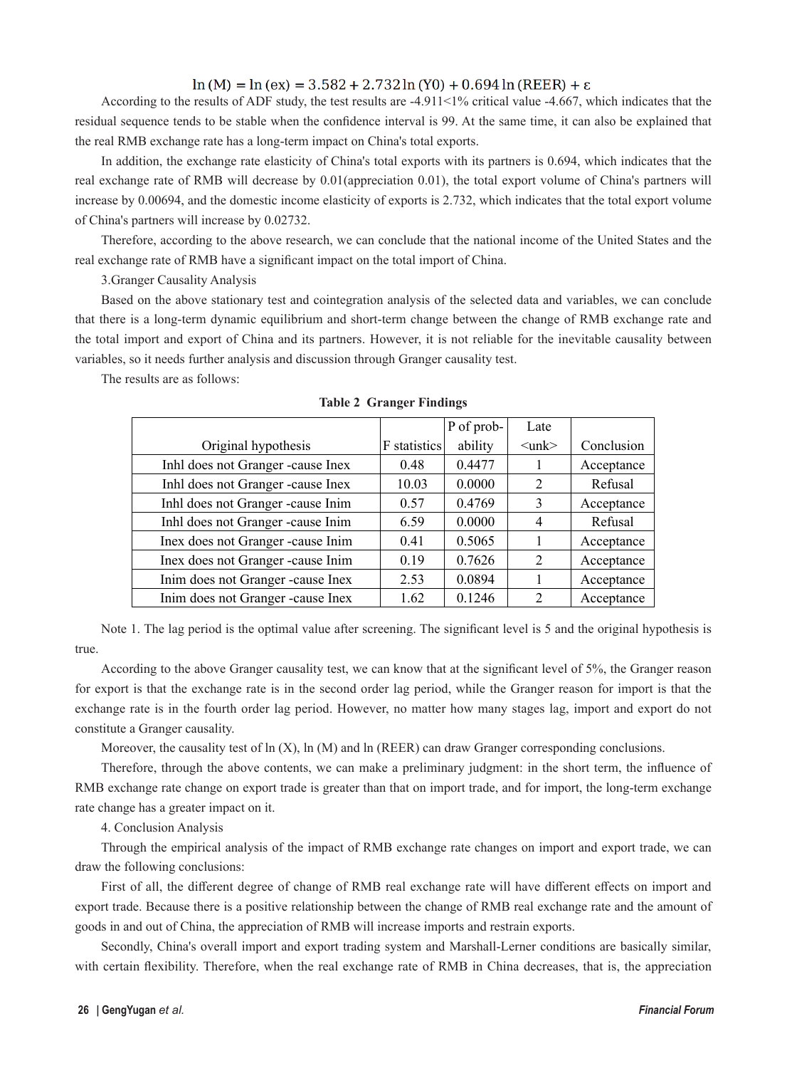$$\ln(M) = \ln(ex) = 3.582 + 2.732\ln(Y0) + 0.694\ln(REER) + \varepsilon$$

According to the results of ADF study, the test results are -4.911<1% critical value -4.667, which indicates that the residual sequence tends to be stable when the confidence interval is 99. At the same time, it can also be explained that the real RMB exchange rate has a long-term impact on China's total exports.

In addition, the exchange rate elasticity of China's total exports with its partners is 0.694, which indicates that the real exchange rate of RMB will decrease by 0.01(appreciation 0.01), the total export volume of China's partners will increase by 0.00694, and the domestic income elasticity of exports is 2.732, which indicates that the total export volume of China's partners will increase by 0.02732.

Therefore, according to the above research, we can conclude that the national income of the United States and the real exchange rate of RMB have a significant impact on the total import of China.

3.Granger Causality Analysis

Based on the above stationary test and cointegration analysis of the selected data and variables, we can conclude that there is a long-term dynamic equilibrium and short-term change between the change of RMB exchange rate and the total import and export of China and its partners. However, it is not reliable for the inevitable causality between variables, so it needs further analysis and discussion through Granger causality test.

The results are as follows:

**Table 2 Granger Findings**

| Original hypothesis | F statistics | P of probability | Late <unk> | Conclusion |
|---|---|---|---|---|
| Inhl does not Granger -cause Inex | 0.48 | 0.4477 | 1 | Acceptance |
| Inhl does not Granger -cause Inex | 10.03 | 0.0000 | 2 | Refusal |
| Inhl does not Granger -cause Inim | 0.57 | 0.4769 | 3 | Acceptance |
| Inhl does not Granger -cause Inim | 6.59 | 0.0000 | 4 | Refusal |
| Inex does not Granger -cause Inim | 0.41 | 0.5065 | 1 | Acceptance |
| Inex does not Granger -cause Inim | 0.19 | 0.7626 | 2 | Acceptance |
| Inim does not Granger -cause Inex | 2.53 | 0.0894 | 1 | Acceptance |
| Inim does not Granger -cause Inex | 1.62 | 0.1246 | 2 | Acceptance |

Note 1. The lag period is the optimal value after screening. The significant level is 5 and the original hypothesis is true.

According to the above Granger causality test, we can know that at the significant level of 5%, the Granger reason for export is that the exchange rate is in the second order lag period, while the Granger reason for import is that the exchange rate is in the fourth order lag period. However, no matter how many stages lag, import and export do not constitute a Granger causality.

Moreover, the causality test of ln (X), ln (M) and ln (REER) can draw Granger corresponding conclusions.

Therefore, through the above contents, we can make a preliminary judgment: in the short term, the influence of RMB exchange rate change on export trade is greater than that on import trade, and for import, the long-term exchange rate change has a greater impact on it.

4. Conclusion Analysis

Through the empirical analysis of the impact of RMB exchange rate changes on import and export trade, we can draw the following conclusions:

First of all, the different degree of change of RMB real exchange rate will have different effects on import and export trade. Because there is a positive relationship between the change of RMB real exchange rate and the amount of goods in and out of China, the appreciation of RMB will increase imports and restrain exports.

Secondly, China's overall import and export trading system and Marshall-Lerner conditions are basically similar, with certain flexibility. Therefore, when the real exchange rate of RMB in China decreases, that is, the appreciation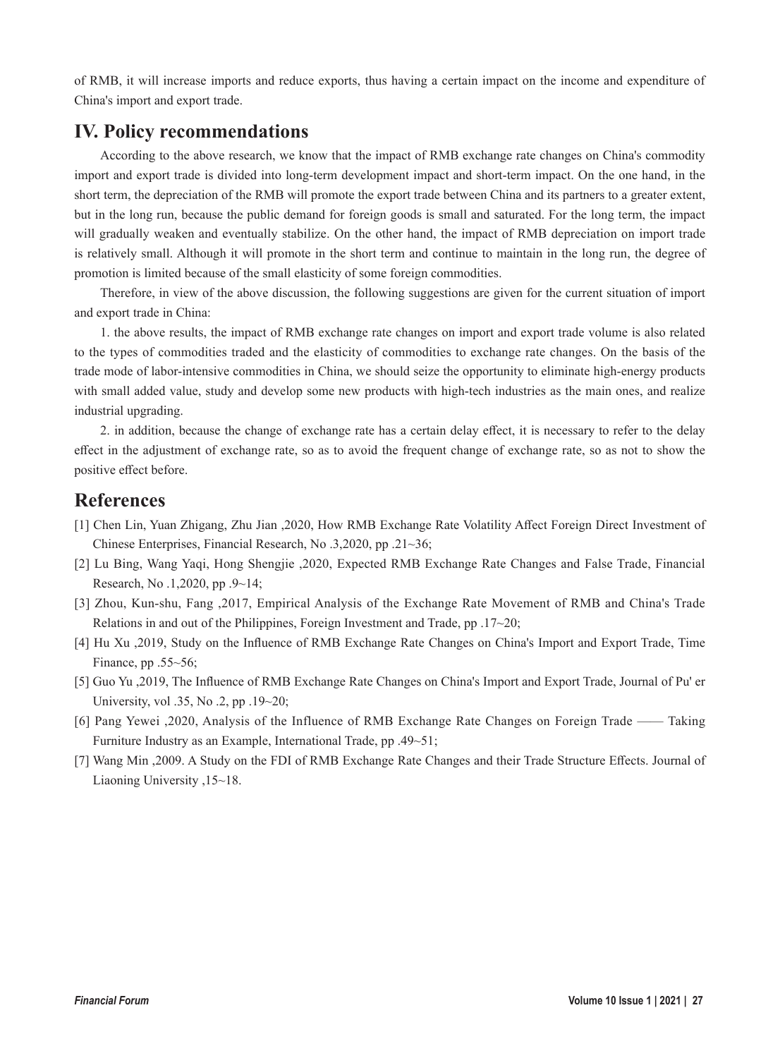of RMB, it will increase imports and reduce exports, thus having a certain impact on the income and expenditure of China's import and export trade.

## IV. Policy recommendations

According to the above research, we know that the impact of RMB exchange rate changes on China's commodity import and export trade is divided into long-term development impact and short-term impact. On the one hand, in the short term, the depreciation of the RMB will promote the export trade between China and its partners to a greater extent, but in the long run, because the public demand for foreign goods is small and saturated. For the long term, the impact will gradually weaken and eventually stabilize. On the other hand, the impact of RMB depreciation on import trade is relatively small. Although it will promote in the short term and continue to maintain in the long run, the degree of promotion is limited because of the small elasticity of some foreign commodities.

Therefore, in view of the above discussion, the following suggestions are given for the current situation of import and export trade in China:

1. the above results, the impact of RMB exchange rate changes on import and export trade volume is also related to the types of commodities traded and the elasticity of commodities to exchange rate changes. On the basis of the trade mode of labor-intensive commodities in China, we should seize the opportunity to eliminate high-energy products with small added value, study and develop some new products with high-tech industries as the main ones, and realize industrial upgrading.

2. in addition, because the change of exchange rate has a certain delay effect, it is necessary to refer to the delay effect in the adjustment of exchange rate, so as to avoid the frequent change of exchange rate, so as not to show the positive effect before.

## References

[1] Chen Lin, Yuan Zhigang, Zhu Jian ,2020, How RMB Exchange Rate Volatility Affect Foreign Direct Investment of Chinese Enterprises, Financial Research, No .3,2020, pp .21~36;

[2] Lu Bing, Wang Yaqi, Hong Shengjie ,2020, Expected RMB Exchange Rate Changes and False Trade, Financial Research, No .1,2020, pp .9~14;

[3] Zhou, Kun-shu, Fang ,2017, Empirical Analysis of the Exchange Rate Movement of RMB and China's Trade Relations in and out of the Philippines, Foreign Investment and Trade, pp .17~20;

[4] Hu Xu ,2019, Study on the Influence of RMB Exchange Rate Changes on China's Import and Export Trade, Time Finance, pp .55~56;

[5] Guo Yu ,2019, The Influence of RMB Exchange Rate Changes on China's Import and Export Trade, Journal of Pu' er University, vol .35, No .2, pp .19~20;

[6] Pang Yewei ,2020, Analysis of the Influence of RMB Exchange Rate Changes on Foreign Trade —— Taking Furniture Industry as an Example, International Trade, pp .49~51;

[7] Wang Min ,2009. A Study on the FDI of RMB Exchange Rate Changes and their Trade Structure Effects. Journal of Liaoning University ,15~18.